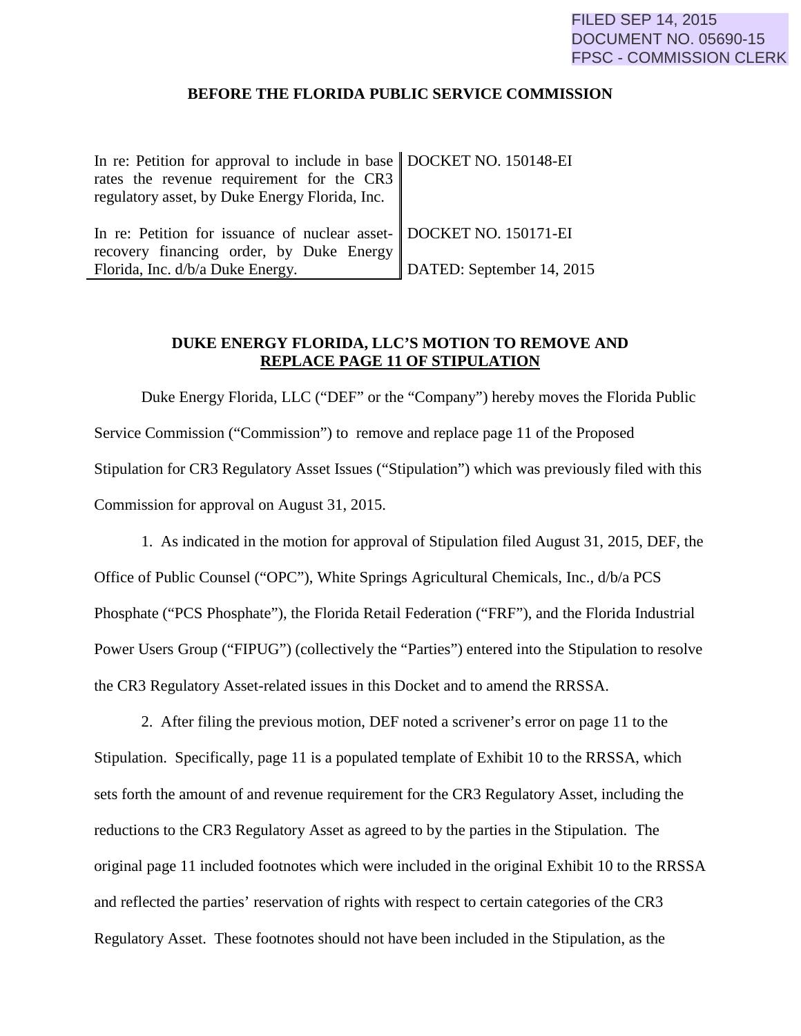FILED SEP 14, 2015
DOCUMENT NO. 05690-15
FPSC - COMMISSION CLERK

**BEFORE THE FLORIDA PUBLIC SERVICE COMMISSION**

| | |
|---|---|
| In re: Petition for approval to include in base rates the revenue requirement for the CR3 regulatory asset, by Duke Energy Florida, Inc. | DOCKET NO. 150148-EI |
| In re: Petition for issuance of nuclear asset-recovery financing order, by Duke Energy Florida, Inc. d/b/a Duke Energy. | DOCKET NO. 150171-EI<br><br>DATED: September 14, 2015 |

**DUKE ENERGY FLORIDA, LLC'S MOTION TO REMOVE AND REPLACE PAGE 11 OF STIPULATION**

Duke Energy Florida, LLC ("DEF" or the "Company") hereby moves the Florida Public Service Commission ("Commission") to remove and replace page 11 of the Proposed Stipulation for CR3 Regulatory Asset Issues ("Stipulation") which was previously filed with this Commission for approval on August 31, 2015.

1. As indicated in the motion for approval of Stipulation filed August 31, 2015, DEF, the Office of Public Counsel ("OPC"), White Springs Agricultural Chemicals, Inc., d/b/a PCS Phosphate ("PCS Phosphate"), the Florida Retail Federation ("FRF"), and the Florida Industrial Power Users Group ("FIPUG") (collectively the "Parties") entered into the Stipulation to resolve the CR3 Regulatory Asset-related issues in this Docket and to amend the RRSSA.

2. After filing the previous motion, DEF noted a scrivener's error on page 11 to the Stipulation. Specifically, page 11 is a populated template of Exhibit 10 to the RRSSA, which sets forth the amount of and revenue requirement for the CR3 Regulatory Asset, including the reductions to the CR3 Regulatory Asset as agreed to by the parties in the Stipulation. The original page 11 included footnotes which were included in the original Exhibit 10 to the RRSSA and reflected the parties' reservation of rights with respect to certain categories of the CR3 Regulatory Asset. These footnotes should not have been included in the Stipulation, as the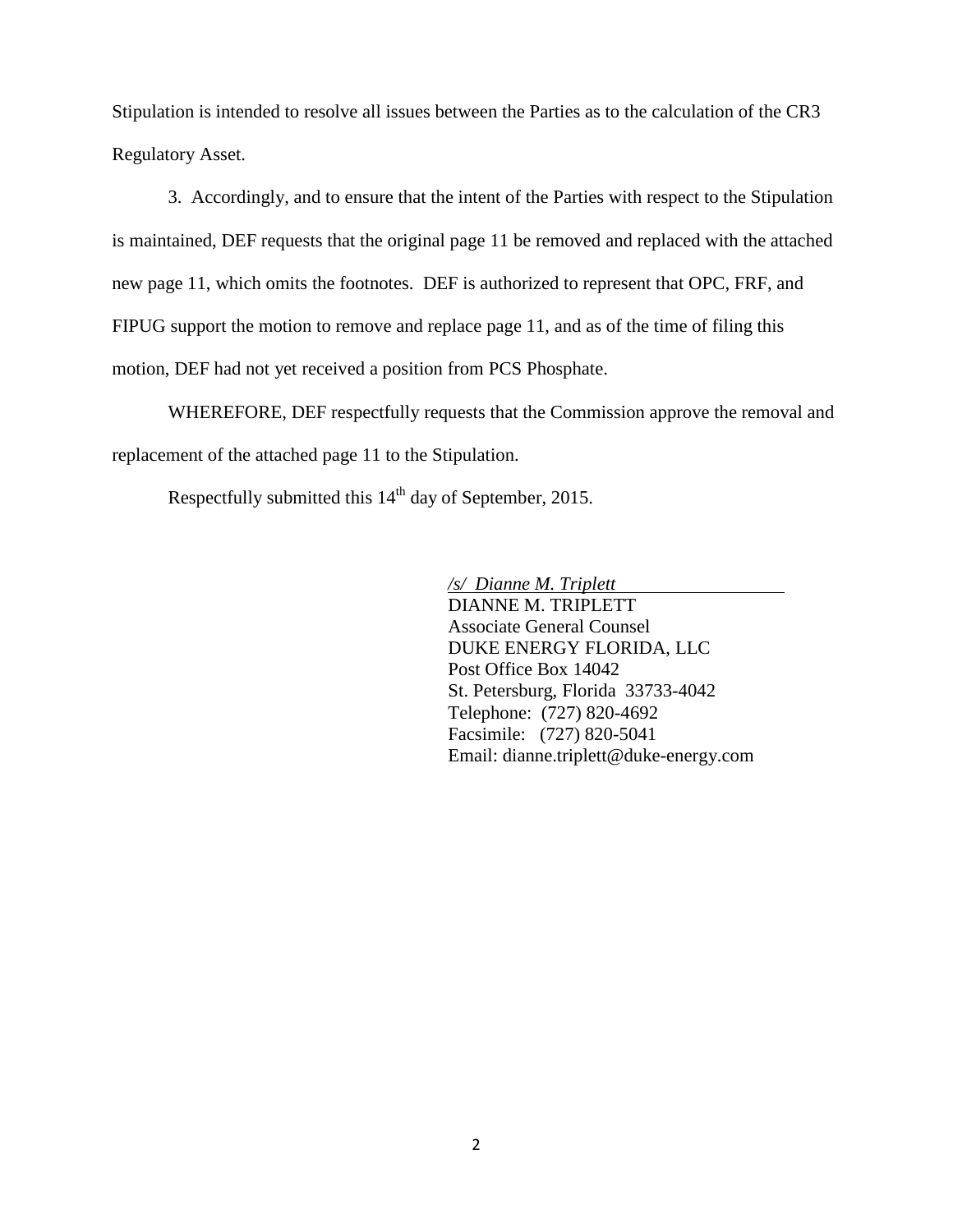Stipulation is intended to resolve all issues between the Parties as to the calculation of the CR3 Regulatory Asset.

3. Accordingly, and to ensure that the intent of the Parties with respect to the Stipulation is maintained, DEF requests that the original page 11 be removed and replaced with the attached new page 11, which omits the footnotes. DEF is authorized to represent that OPC, FRF, and FIPUG support the motion to remove and replace page 11, and as of the time of filing this motion, DEF had not yet received a position from PCS Phosphate.

WHEREFORE, DEF respectfully requests that the Commission approve the removal and replacement of the attached page 11 to the Stipulation.

Respectfully submitted this 14th day of September, 2015.

*/s/ Dianne M. Triplett*
DIANNE M. TRIPLETT
Associate General Counsel
DUKE ENERGY FLORIDA, LLC
Post Office Box 14042
St. Petersburg, Florida 33733-4042
Telephone: (727) 820-4692
Facsimile: (727) 820-5041
Email: dianne.triplett@duke-energy.com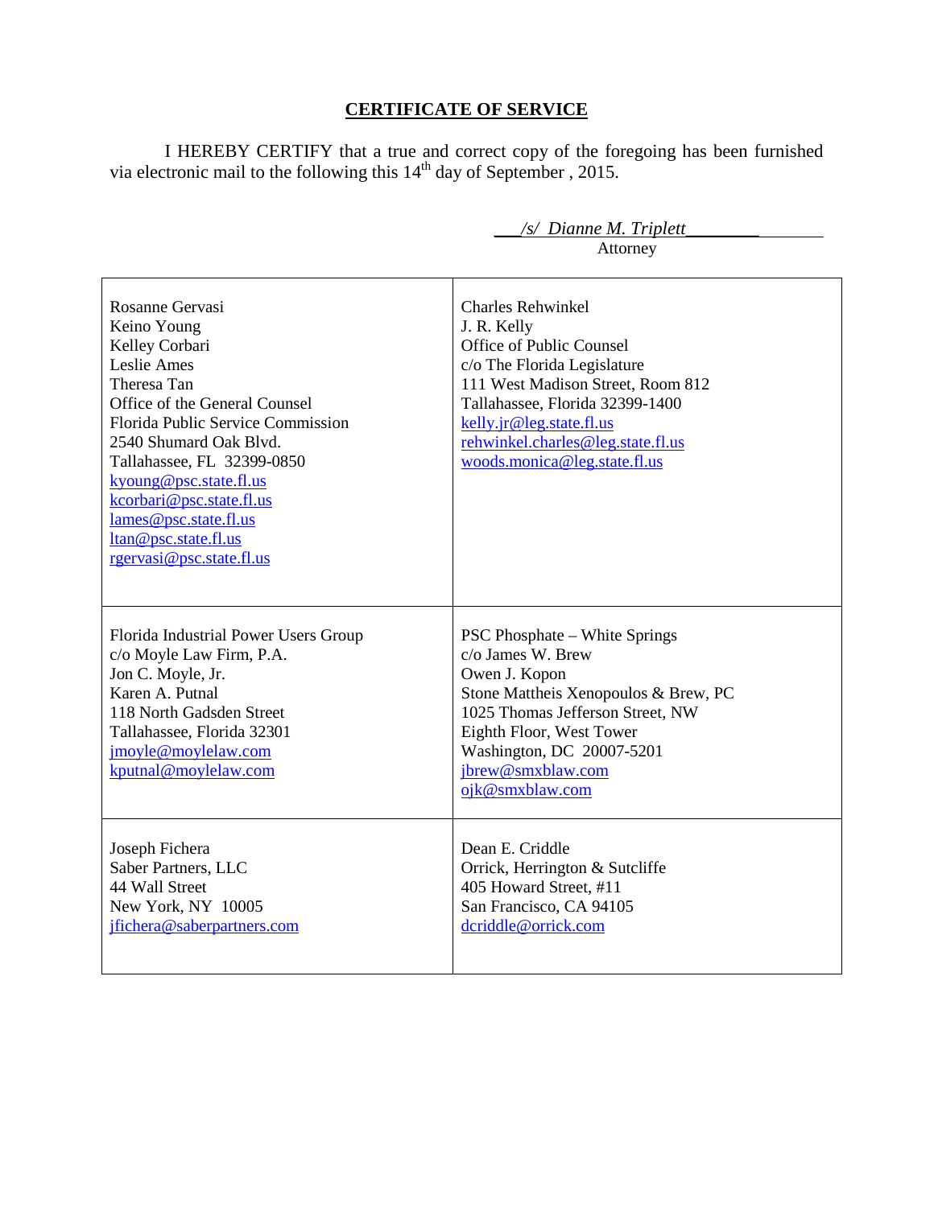## CERTIFICATE OF SERVICE

I HEREBY CERTIFY that a true and correct copy of the foregoing has been furnished via electronic mail to the following this 14th day of September , 2015.

*/s/ Dianne M. Triplett*
Attorney

| | |
|---|---|
| Rosanne Gervasi<br>Keino Young<br>Kelley Corbari<br>Leslie Ames<br>Theresa Tan<br>Office of the General Counsel<br>Florida Public Service Commission<br>2540 Shumard Oak Blvd.<br>Tallahassee, FL 32399-0850<br>kyoung@psc.state.fl.us<br>kcorbari@psc.state.fl.us<br>lames@psc.state.fl.us<br>ltan@psc.state.fl.us<br>rgervasi@psc.state.fl.us | Charles Rehwinkel<br>J. R. Kelly<br>Office of Public Counsel<br>c/o The Florida Legislature<br>111 West Madison Street, Room 812<br>Tallahassee, Florida 32399-1400<br>kelly.jr@leg.state.fl.us<br>rehwinkel.charles@leg.state.fl.us<br>woods.monica@leg.state.fl.us |
| Florida Industrial Power Users Group<br>c/o Moyle Law Firm, P.A.<br>Jon C. Moyle, Jr.<br>Karen A. Putnal<br>118 North Gadsden Street<br>Tallahassee, Florida 32301<br>jmoyle@moylelaw.com<br>kputnal@moylelaw.com | PSC Phosphate – White Springs<br>c/o James W. Brew<br>Owen J. Kopon<br>Stone Mattheis Xenopoulos & Brew, PC<br>1025 Thomas Jefferson Street, NW<br>Eighth Floor, West Tower<br>Washington, DC 20007-5201<br>jbrew@smxblaw.com<br>ojk@smxblaw.com |
| Joseph Fichera<br>Saber Partners, LLC<br>44 Wall Street<br>New York, NY 10005<br>jfichera@saberpartners.com | Dean E. Criddle<br>Orrick, Herrington & Sutcliffe<br>405 Howard Street, #11<br>San Francisco, CA 94105<br>dcriddle@orrick.com |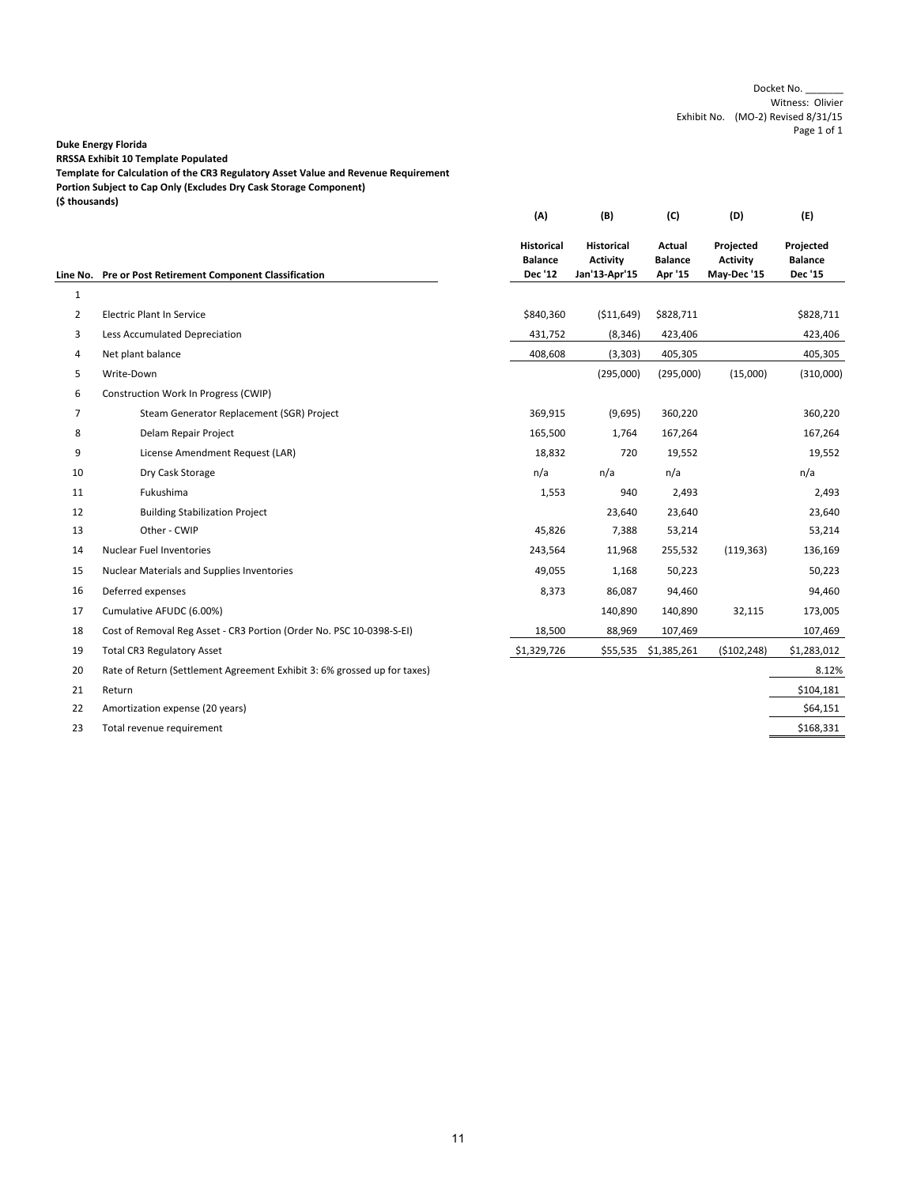Docket No. _______
Witness: Olivier
Exhibit No. (MO-2) Revised 8/31/15
Page 1 of 1

**Duke Energy Florida**
**RRSSA Exhibit 10 Template Populated**
**Template for Calculation of the CR3 Regulatory Asset Value and Revenue Requirement**
**Portion Subject to Cap Only (Excludes Dry Cask Storage Component)**
**($ thousands)**

| Line No. | Pre or Post Retirement Component Classification | (A) Historical Balance Dec '12 | (B) Historical Activity Jan'13-Apr'15 | (C) Actual Balance Apr '15 | (D) Projected Activity May-Dec '15 | (E) Projected Balance Dec '15 |
|---|---|---|---|---|---|---|
| 1 | | | | | | |
| 2 | Electric Plant In Service | $840,360 | ($11,649) | $828,711 | | $828,711 |
| 3 | Less Accumulated Depreciation | 431,752 | (8,346) | 423,406 | | 423,406 |
| 4 | Net plant balance | 408,608 | (3,303) | 405,305 | | 405,305 |
| 5 | Write-Down | | (295,000) | (295,000) | (15,000) | (310,000) |
| 6 | Construction Work In Progress (CWIP) | | | | | |
| 7 | Steam Generator Replacement (SGR) Project | 369,915 | (9,695) | 360,220 | | 360,220 |
| 8 | Delam Repair Project | 165,500 | 1,764 | 167,264 | | 167,264 |
| 9 | License Amendment Request (LAR) | 18,832 | 720 | 19,552 | | 19,552 |
| 10 | Dry Cask Storage | n/a | n/a | n/a | | n/a |
| 11 | Fukushima | 1,553 | 940 | 2,493 | | 2,493 |
| 12 | Building Stabilization Project | | 23,640 | 23,640 | | 23,640 |
| 13 | Other - CWIP | 45,826 | 7,388 | 53,214 | | 53,214 |
| 14 | Nuclear Fuel Inventories | 243,564 | 11,968 | 255,532 | (119,363) | 136,169 |
| 15 | Nuclear Materials and Supplies Inventories | 49,055 | 1,168 | 50,223 | | 50,223 |
| 16 | Deferred expenses | 8,373 | 86,087 | 94,460 | | 94,460 |
| 17 | Cumulative AFUDC (6.00%) | | 140,890 | 140,890 | 32,115 | 173,005 |
| 18 | Cost of Removal Reg Asset - CR3 Portion (Order No. PSC 10-0398-S-EI) | 18,500 | 88,969 | 107,469 | | 107,469 |
| 19 | Total CR3 Regulatory Asset | $1,329,726 | $55,535 | $1,385,261 | ($102,248) | $1,283,012 |
| 20 | Rate of Return (Settlement Agreement Exhibit 3: 6% grossed up for taxes) | | | | | 8.12% |
| 21 | Return | | | | | $104,181 |
| 22 | Amortization expense (20 years) | | | | | $64,151 |
| 23 | Total revenue requirement | | | | | $168,331 |